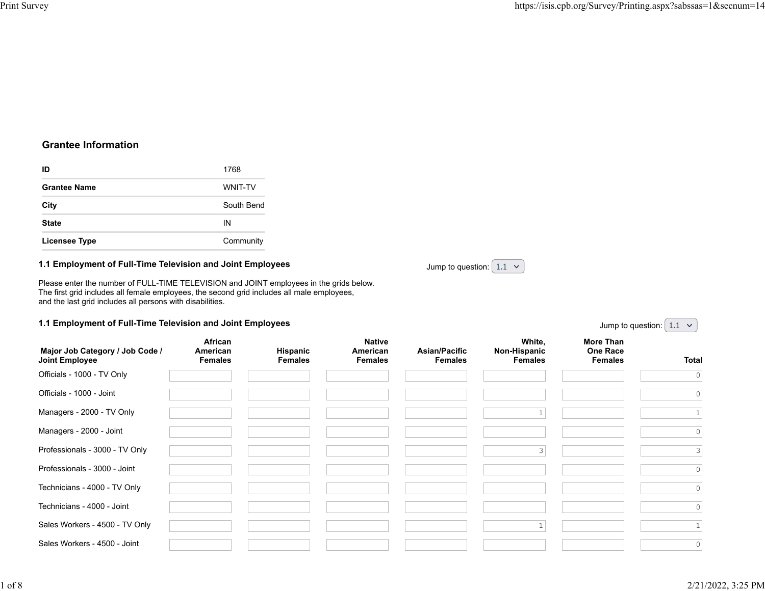## Grantee Information

| | |
|---|---|
| **ID** | 1768 |
| **Grantee Name** | WNIT-TV |
| **City** | South Bend |
| **State** | IN |
| **Licensee Type** | Community |

### 1.1 Employment of Full-Time Television and Joint Employees

Jump to question: 1.1

Please enter the number of FULL-TIME TELEVISION and JOINT employees in the grids below.
The first grid includes all female employees, the second grid includes all male employees,
and the last grid includes all persons with disabilities.

### 1.1 Employment of Full-Time Television and Joint Employees

Jump to question: 1.1

| Major Job Category / Job Code / Joint Employee | African American Females | Hispanic Females | Native American Females | Asian/Pacific Females | White, Non-Hispanic Females | More Than One Race Females | Total |
|---|---|---|---|---|---|---|---|
| Officials - 1000 - TV Only | | | | | | | 0 |
| Officials - 1000 - Joint | | | | | | | 0 |
| Managers - 2000 - TV Only | | | | | 1 | | 1 |
| Managers - 2000 - Joint | | | | | | | 0 |
| Professionals - 3000 - TV Only | | | | | 3 | | 3 |
| Professionals - 3000 - Joint | | | | | | | 0 |
| Technicians - 4000 - TV Only | | | | | | | 0 |
| Technicians - 4000 - Joint | | | | | | | 0 |
| Sales Workers - 4500 - TV Only | | | | | 1 | | 1 |
| Sales Workers - 4500 - Joint | | | | | | | 0 |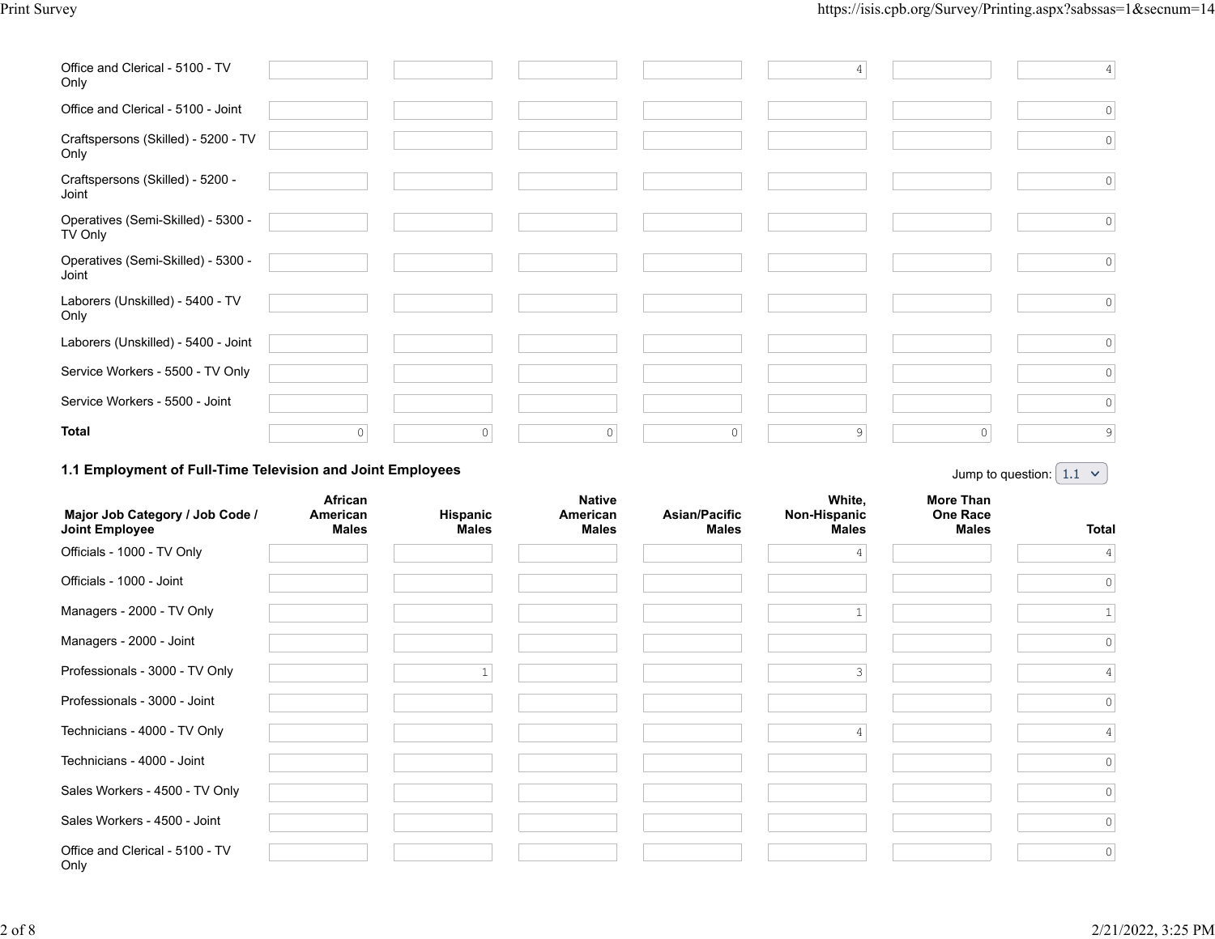| | | | | | | | |
|---|---|---|---|---|---|---|---|
| Office and Clerical - 5100 - TV Only | | | | | 4 | | 4 |
| Office and Clerical - 5100 - Joint | | | | | | | 0 |
| Craftspersons (Skilled) - 5200 - TV Only | | | | | | | 0 |
| Craftspersons (Skilled) - 5200 - Joint | | | | | | | 0 |
| Operatives (Semi-Skilled) - 5300 - TV Only | | | | | | | 0 |
| Operatives (Semi-Skilled) - 5300 - Joint | | | | | | | 0 |
| Laborers (Unskilled) - 5400 - TV Only | | | | | | | 0 |
| Laborers (Unskilled) - 5400 - Joint | | | | | | | 0 |
| Service Workers - 5500 - TV Only | | | | | | | 0 |
| Service Workers - 5500 - Joint | | | | | | | 0 |
| **Total** | 0 | 0 | 0 | 0 | 9 | 0 | 9 |

### 1.1 Employment of Full-Time Television and Joint Employees

Jump to question: 1.1

| Major Job Category / Job Code / Joint Employee | African American Males | Hispanic Males | Native American Males | Asian/Pacific Males | White, Non-Hispanic Males | More Than One Race Males | Total |
|---|---|---|---|---|---|---|---|
| Officials - 1000 - TV Only | | | | | 4 | | 4 |
| Officials - 1000 - Joint | | | | | | | 0 |
| Managers - 2000 - TV Only | | | | | 1 | | 1 |
| Managers - 2000 - Joint | | | | | | | 0 |
| Professionals - 3000 - TV Only | | 1 | | | 3 | | 4 |
| Professionals - 3000 - Joint | | | | | | | 0 |
| Technicians - 4000 - TV Only | | | | | 4 | | 4 |
| Technicians - 4000 - Joint | | | | | | | 0 |
| Sales Workers - 4500 - TV Only | | | | | | | 0 |
| Sales Workers - 4500 - Joint | | | | | | | 0 |
| Office and Clerical - 5100 - TV Only | | | | | | | 0 |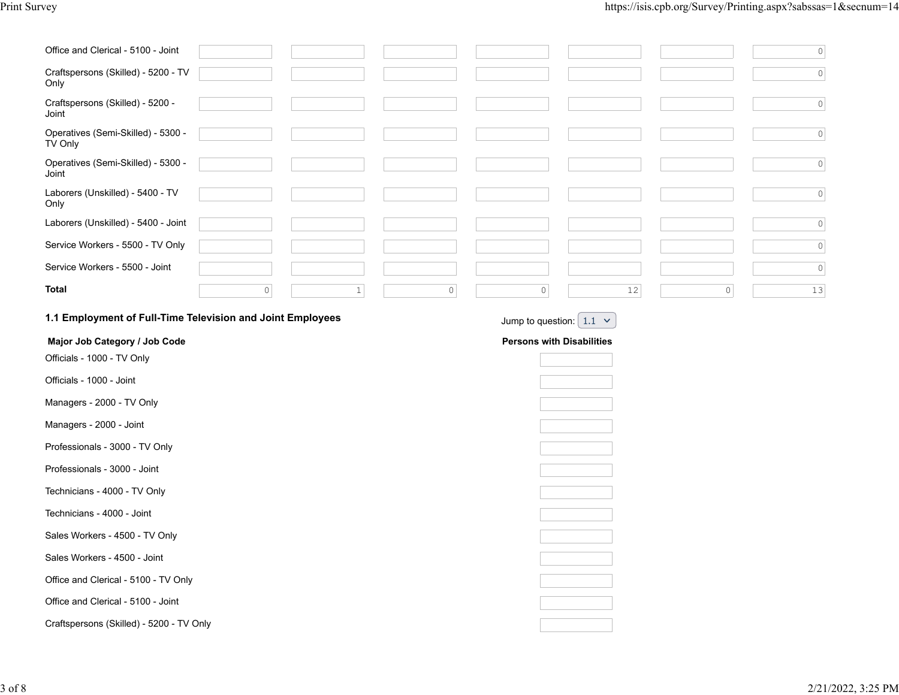| | | | | | | | |
|---|---|---|---|---|---|---|---|
| Office and Clerical - 5100 - Joint | | | | | | | 0 |
| Craftspersons (Skilled) - 5200 - TV Only | | | | | | | 0 |
| Craftspersons (Skilled) - 5200 - Joint | | | | | | | 0 |
| Operatives (Semi-Skilled) - 5300 - TV Only | | | | | | | 0 |
| Operatives (Semi-Skilled) - 5300 - Joint | | | | | | | 0 |
| Laborers (Unskilled) - 5400 - TV Only | | | | | | | 0 |
| Laborers (Unskilled) - 5400 - Joint | | | | | | | 0 |
| Service Workers - 5500 - TV Only | | | | | | | 0 |
| Service Workers - 5500 - Joint | | | | | | | 0 |
| **Total** | 0 | 1 | 0 | 0 | 12 | 0 | 13 |

### 1.1 Employment of Full-Time Television and Joint Employees

Jump to question: 1.1

| Major Job Category / Job Code | Persons with Disabilities |
|---|---|
| Officials - 1000 - TV Only | |
| Officials - 1000 - Joint | |
| Managers - 2000 - TV Only | |
| Managers - 2000 - Joint | |
| Professionals - 3000 - TV Only | |
| Professionals - 3000 - Joint | |
| Technicians - 4000 - TV Only | |
| Technicians - 4000 - Joint | |
| Sales Workers - 4500 - TV Only | |
| Sales Workers - 4500 - Joint | |
| Office and Clerical - 5100 - TV Only | |
| Office and Clerical - 5100 - Joint | |
| Craftspersons (Skilled) - 5200 - TV Only | |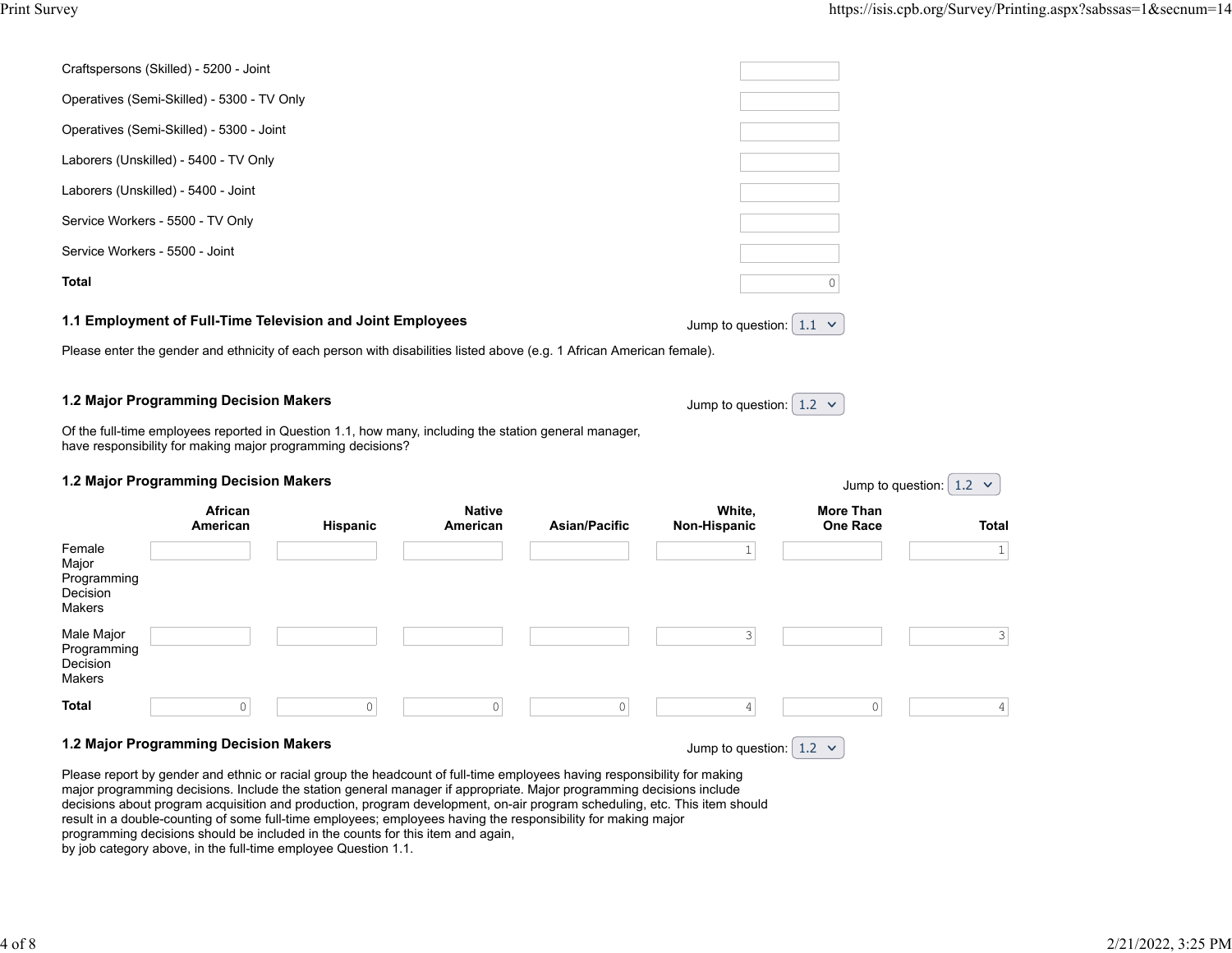| | |
|---|---|
| Craftspersons (Skilled) - 5200 - Joint | |
| Operatives (Semi-Skilled) - 5300 - TV Only | |
| Operatives (Semi-Skilled) - 5300 - Joint | |
| Laborers (Unskilled) - 5400 - TV Only | |
| Laborers (Unskilled) - 5400 - Joint | |
| Service Workers - 5500 - TV Only | |
| Service Workers - 5500 - Joint | |
| **Total** | 0 |

### 1.1 Employment of Full-Time Television and Joint Employees

Jump to question: 1.1

Please enter the gender and ethnicity of each person with disabilities listed above (e.g. 1 African American female).

### 1.2 Major Programming Decision Makers

Jump to question: 1.2

Of the full-time employees reported in Question 1.1, how many, including the station general manager, have responsibility for making major programming decisions?

### 1.2 Major Programming Decision Makers

Jump to question: 1.2

| | African American | Hispanic | Native American | Asian/Pacific | White, Non-Hispanic | More Than One Race | Total |
|---|---|---|---|---|---|---|---|
| Female Major Programming Decision Makers | | | | | 1 | | 1 |
| Male Major Programming Decision Makers | | | | | 3 | | 3 |
| **Total** | 0 | 0 | 0 | 0 | 4 | 0 | 4 |

### 1.2 Major Programming Decision Makers

Jump to question: 1.2

Please report by gender and ethnic or racial group the headcount of full-time employees having responsibility for making major programming decisions. Include the station general manager if appropriate. Major programming decisions include decisions about program acquisition and production, program development, on-air program scheduling, etc. This item should result in a double-counting of some full-time employees; employees having the responsibility for making major programming decisions should be included in the counts for this item and again, by job category above, in the full-time employee Question 1.1.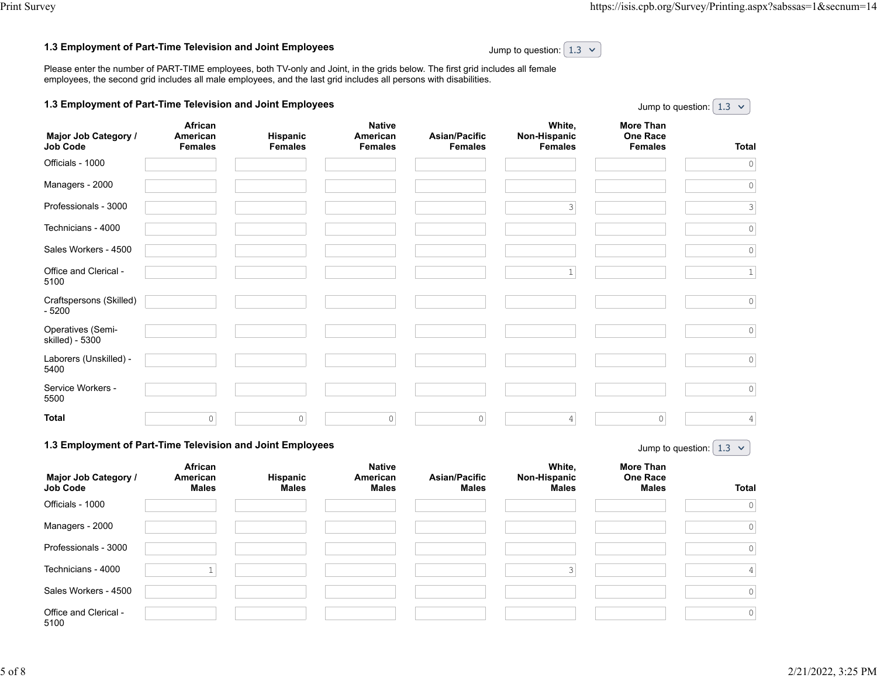### 1.3 Employment of Part-Time Television and Joint Employees

Jump to question: 1.3

Please enter the number of PART-TIME employees, both TV-only and Joint, in the grids below. The first grid includes all female employees, the second grid includes all male employees, and the last grid includes all persons with disabilities.

### 1.3 Employment of Part-Time Television and Joint Employees

Jump to question: 1.3

| Major Job Category / Job Code | African American Females | Hispanic Females | Native American Females | Asian/Pacific Females | White, Non-Hispanic Females | More Than One Race Females | Total |
|---|---|---|---|---|---|---|---|
| Officials - 1000 | | | | | | | 0 |
| Managers - 2000 | | | | | | | 0 |
| Professionals - 3000 | | | | | 3 | | 3 |
| Technicians - 4000 | | | | | | | 0 |
| Sales Workers - 4500 | | | | | | | 0 |
| Office and Clerical - 5100 | | | | | 1 | | 1 |
| Craftspersons (Skilled) - 5200 | | | | | | | 0 |
| Operatives (Semi-skilled) - 5300 | | | | | | | 0 |
| Laborers (Unskilled) - 5400 | | | | | | | 0 |
| Service Workers - 5500 | | | | | | | 0 |
| **Total** | 0 | 0 | 0 | 0 | 4 | 0 | 4 |

### 1.3 Employment of Part-Time Television and Joint Employees

Jump to question: 1.3

| Major Job Category / Job Code | African American Males | Hispanic Males | Native American Males | Asian/Pacific Males | White, Non-Hispanic Males | More Than One Race Males | Total |
|---|---|---|---|---|---|---|---|
| Officials - 1000 | | | | | | | 0 |
| Managers - 2000 | | | | | | | 0 |
| Professionals - 3000 | | | | | | | 0 |
| Technicians - 4000 | 1 | | | | 3 | | 4 |
| Sales Workers - 4500 | | | | | | | 0 |
| Office and Clerical - 5100 | | | | | | | 0 |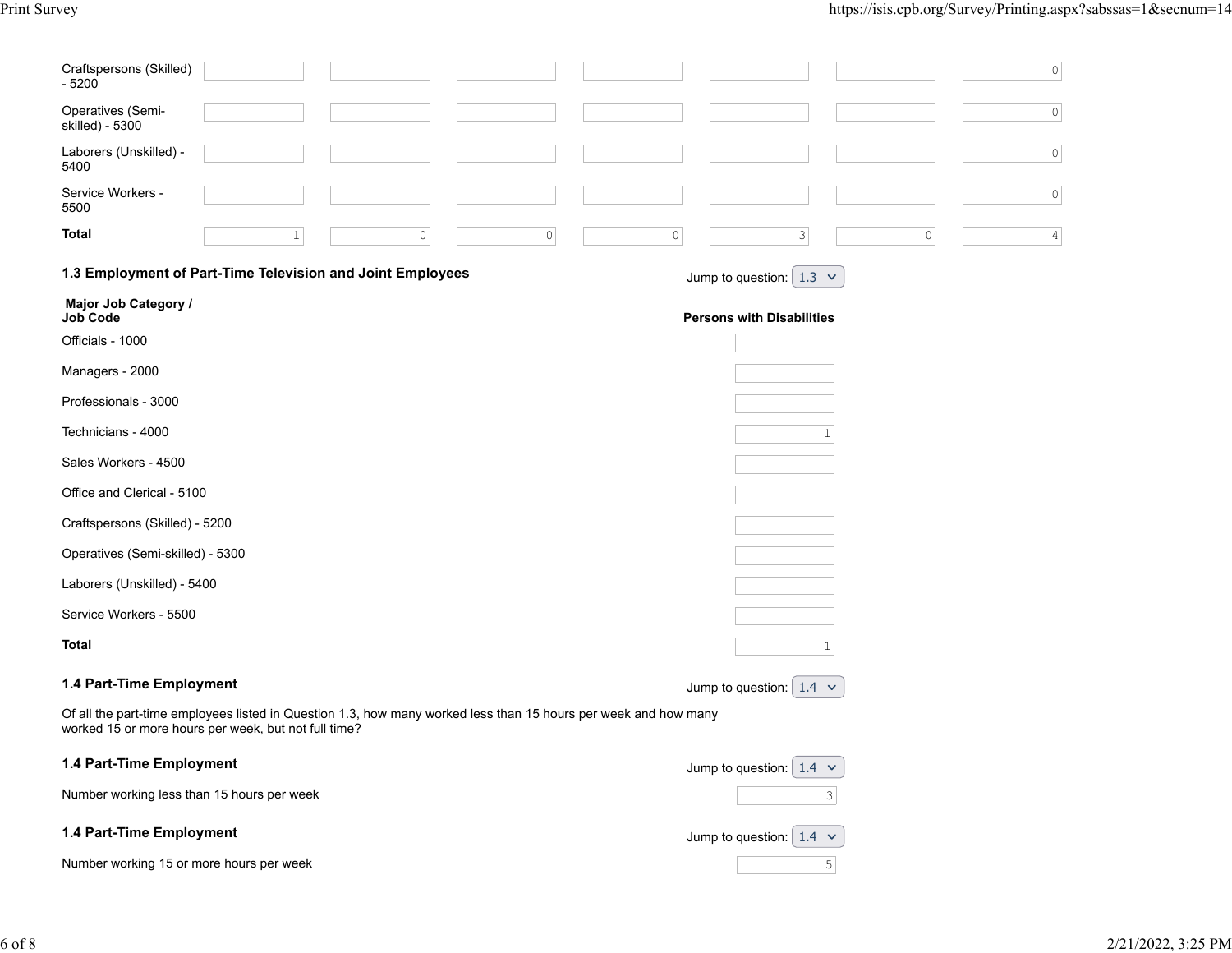| | | | | | | | |
|---|---|---|---|---|---|---|---|
| Craftspersons (Skilled) - 5200 | | | | | | | 0 |
| Operatives (Semi-skilled) - 5300 | | | | | | | 0 |
| Laborers (Unskilled) - 5400 | | | | | | | 0 |
| Service Workers - 5500 | | | | | | | 0 |
| **Total** | 1 | 0 | 0 | 0 | 3 | 0 | 4 |

### 1.3 Employment of Part-Time Television and Joint Employees

Jump to question: 1.3

| Major Job Category / Job Code | Persons with Disabilities |
|---|---|
| Officials - 1000 | |
| Managers - 2000 | |
| Professionals - 3000 | |
| Technicians - 4000 | 1 |
| Sales Workers - 4500 | |
| Office and Clerical - 5100 | |
| Craftspersons (Skilled) - 5200 | |
| Operatives (Semi-skilled) - 5300 | |
| Laborers (Unskilled) - 5400 | |
| Service Workers - 5500 | |
| **Total** | 1 |

### 1.4 Part-Time Employment

Jump to question: 1.4

Of all the part-time employees listed in Question 1.3, how many worked less than 15 hours per week and how many worked 15 or more hours per week, but not full time?

### 1.4 Part-Time Employment

Jump to question: 1.4

Number working less than 15 hours per week: 3

### 1.4 Part-Time Employment

Jump to question: 1.4

Number working 15 or more hours per week: 5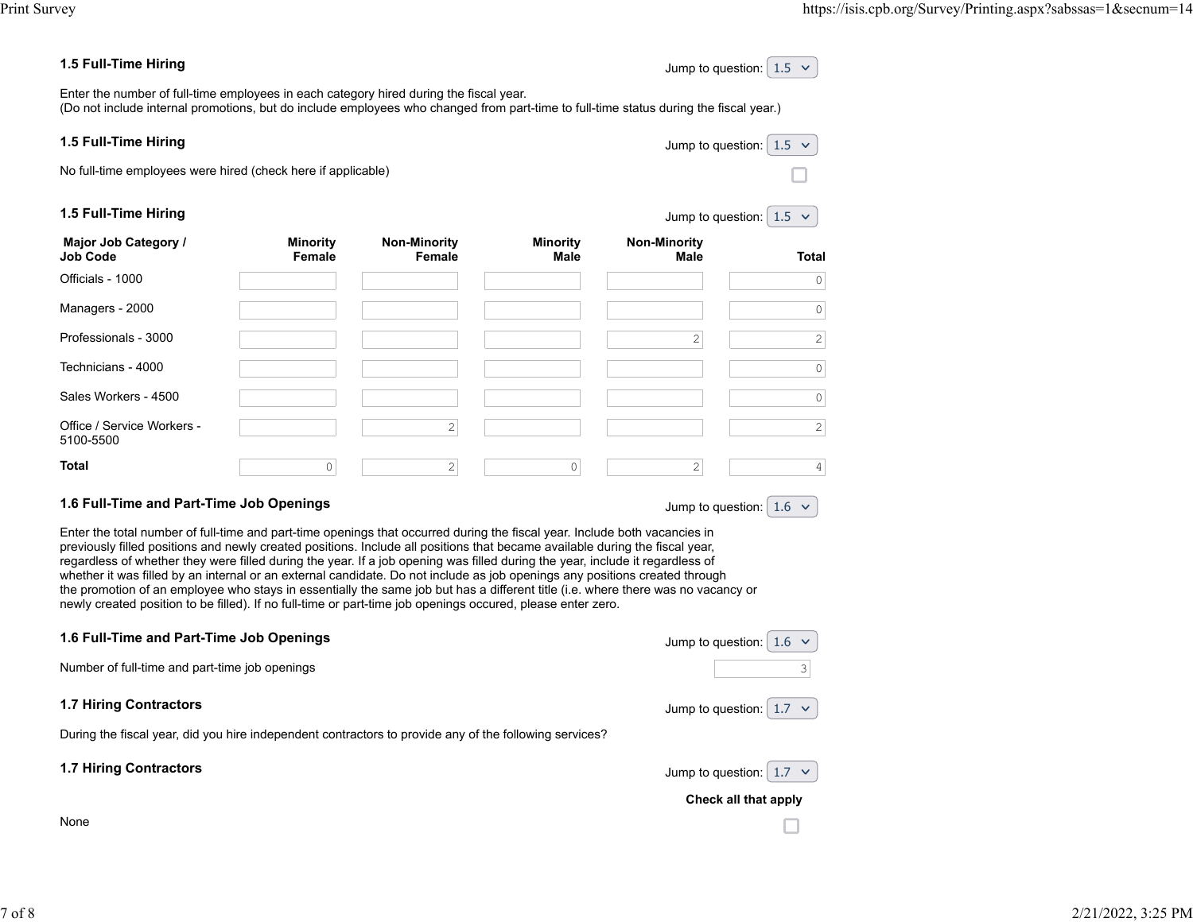### 1.5 Full-Time Hiring

Jump to question: 1.5

Enter the number of full-time employees in each category hired during the fiscal year.
(Do not include internal promotions, but do include employees who changed from part-time to full-time status during the fiscal year.)

### 1.5 Full-Time Hiring

Jump to question: 1.5

No full-time employees were hired (check here if applicable) ☐

### 1.5 Full-Time Hiring

Jump to question: 1.5

| Major Job Category / Job Code | Minority Female | Non-Minority Female | Minority Male | Non-Minority Male | Total |
|---|---|---|---|---|---|
| Officials - 1000 | | | | | 0 |
| Managers - 2000 | | | | | 0 |
| Professionals - 3000 | | | | 2 | 2 |
| Technicians - 4000 | | | | | 0 |
| Sales Workers - 4500 | | | | | 0 |
| Office / Service Workers - 5100-5500 | | 2 | | | 2 |
| **Total** | 0 | 2 | 0 | 2 | 4 |

### 1.6 Full-Time and Part-Time Job Openings

Jump to question: 1.6

Enter the total number of full-time and part-time openings that occurred during the fiscal year. Include both vacancies in previously filled positions and newly created positions. Include all positions that became available during the fiscal year, regardless of whether they were filled during the year. If a job opening was filled during the year, include it regardless of whether it was filled by an internal or an external candidate. Do not include as job openings any positions created through the promotion of an employee who stays in essentially the same job but has a different title (i.e. where there was no vacancy or newly created position to be filled). If no full-time or part-time job openings occured, please enter zero.

### 1.6 Full-Time and Part-Time Job Openings

Jump to question: 1.6

Number of full-time and part-time job openings: 3

### 1.7 Hiring Contractors

Jump to question: 1.7

During the fiscal year, did you hire independent contractors to provide any of the following services?

### 1.7 Hiring Contractors

Jump to question: 1.7

**Check all that apply**

None ☐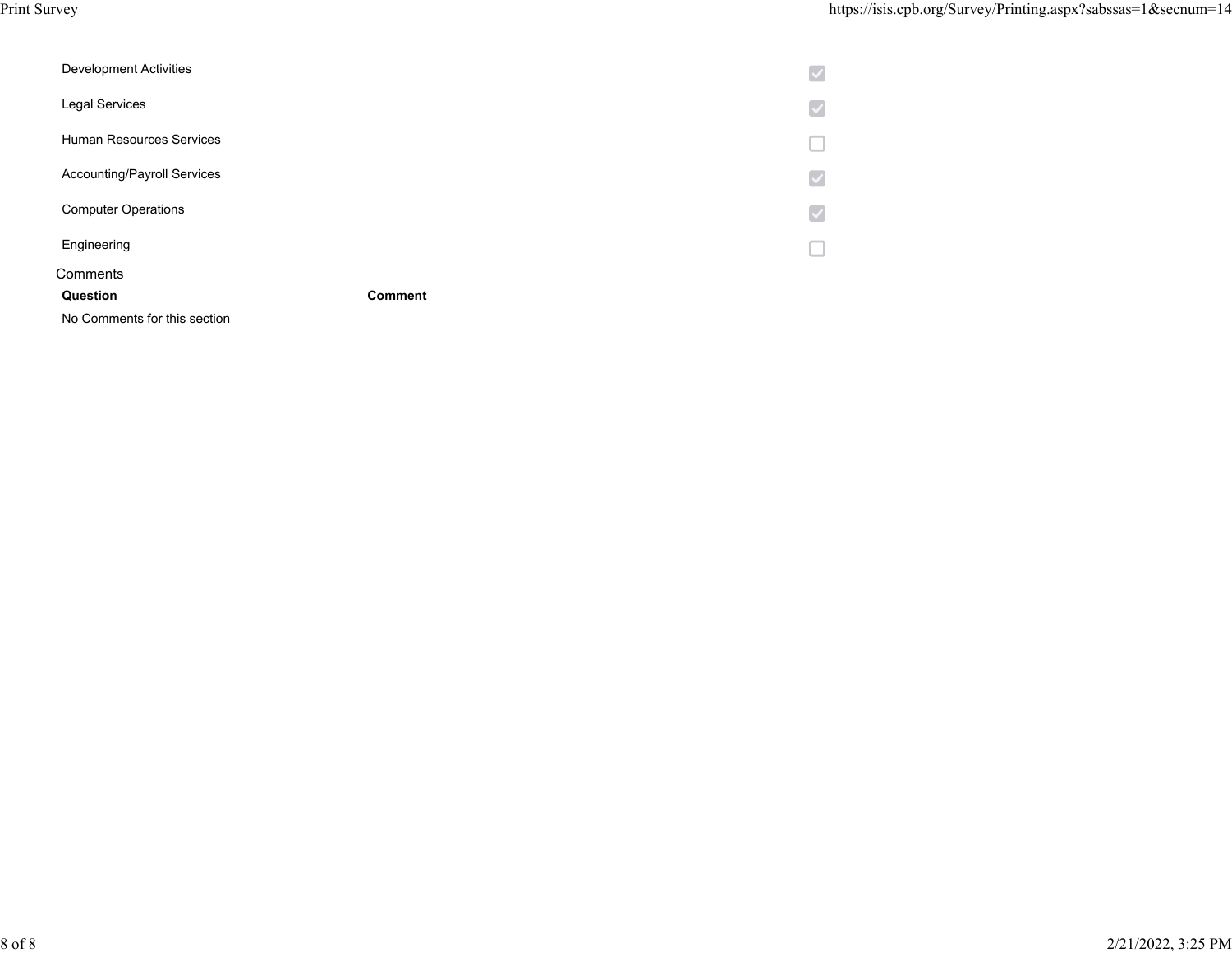| | |
|---|---|
| Development Activities | ☑ |
| Legal Services | ☑ |
| Human Resources Services | ☐ |
| Accounting/Payroll Services | ☑ |
| Computer Operations | ☑ |
| Engineering | ☐ |

Comments

| Question | Comment |
|---|---|
| No Comments for this section | |